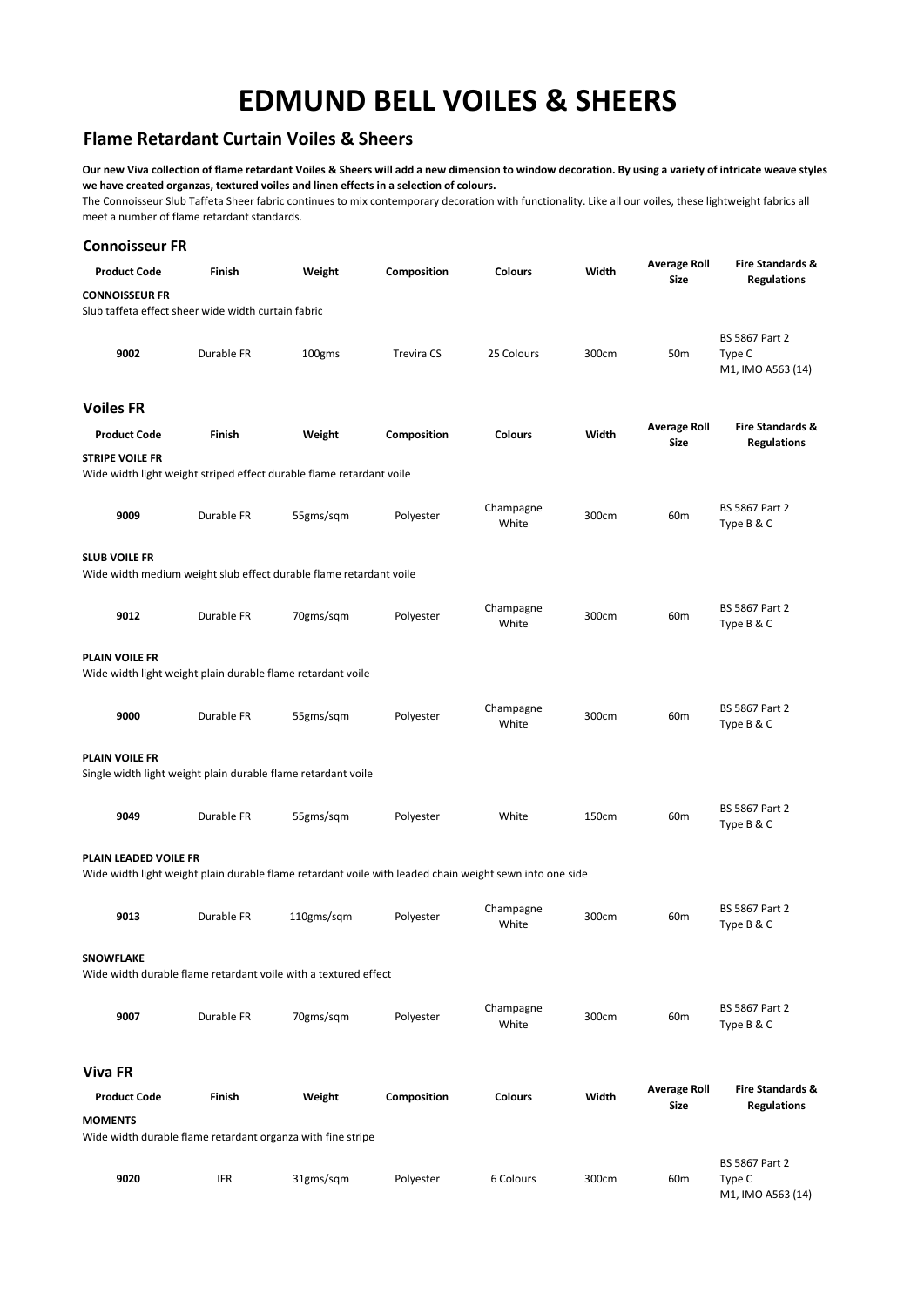# EDMUND BELL VOILES & SHEERS

## Flame Retardant Curtain Voiles & Sheers

**Our new Viva collection of flame retardant Voiles & Sheers will add a new dimension to window decoration. By using a variety of intricate weave styles we have created organzas, textured voiles and linen effects in a selection of colours.**

The Connoisseur Slub Taffeta Sheer fabric continues to mix contemporary decoration with functionality. Like all our voiles, these lightweight fabrics all meet a number of flame retardant standards.

### Connoisseur FR

| Product Code | Finish | Weight | Composition | Colours | Width | Average Roll Size | Fire Standards & Regulations |
|---|---|---|---|---|---|---|---|
| **CONNOISSEUR FR** | | | | | | | |
| Slub taffeta effect sheer wide width curtain fabric | | | | | | | |
| **9002** | Durable FR | 100gms | Trevira CS | 25 Colours | 300cm | 50m | BS 5867 Part 2 Type C M1, IMO A563 (14) |

### Voiles FR

| Product Code | Finish | Weight | Composition | Colours | Width | Average Roll Size | Fire Standards & Regulations |
|---|---|---|---|---|---|---|---|
| **STRIPE VOILE FR** | | | | | | | |
| Wide width light weight striped effect durable flame retardant voile | | | | | | | |
| **9009** | Durable FR | 55gms/sqm | Polyester | Champagne White | 300cm | 60m | BS 5867 Part 2 Type B & C |
| **SLUB VOILE FR** | | | | | | | |
| Wide width medium weight slub effect durable flame retardant voile | | | | | | | |
| **9012** | Durable FR | 70gms/sqm | Polyester | Champagne White | 300cm | 60m | BS 5867 Part 2 Type B & C |
| **PLAIN VOILE FR** | | | | | | | |
| Wide width light weight plain durable flame retardant voile | | | | | | | |
| **9000** | Durable FR | 55gms/sqm | Polyester | Champagne White | 300cm | 60m | BS 5867 Part 2 Type B & C |
| **PLAIN VOILE FR** | | | | | | | |
| Single width light weight plain durable flame retardant voile | | | | | | | |
| **9049** | Durable FR | 55gms/sqm | Polyester | White | 150cm | 60m | BS 5867 Part 2 Type B & C |
| **PLAIN LEADED VOILE FR** | | | | | | | |
| Wide width light weight plain durable flame retardant voile with leaded chain weight sewn into one side | | | | | | | |
| **9013** | Durable FR | 110gms/sqm | Polyester | Champagne White | 300cm | 60m | BS 5867 Part 2 Type B & C |
| **SNOWFLAKE** | | | | | | | |
| Wide width durable flame retardant voile with a textured effect | | | | | | | |
| **9007** | Durable FR | 70gms/sqm | Polyester | Champagne White | 300cm | 60m | BS 5867 Part 2 Type B & C |

### Viva FR

| Product Code | Finish | Weight | Composition | Colours | Width | Average Roll Size | Fire Standards & Regulations |
|---|---|---|---|---|---|---|---|
| **MOMENTS** | | | | | | | |
| Wide width durable flame retardant organza with fine stripe | | | | | | | |
| **9020** | IFR | 31gms/sqm | Polyester | 6 Colours | 300cm | 60m | BS 5867 Part 2 Type C M1, IMO A563 (14) |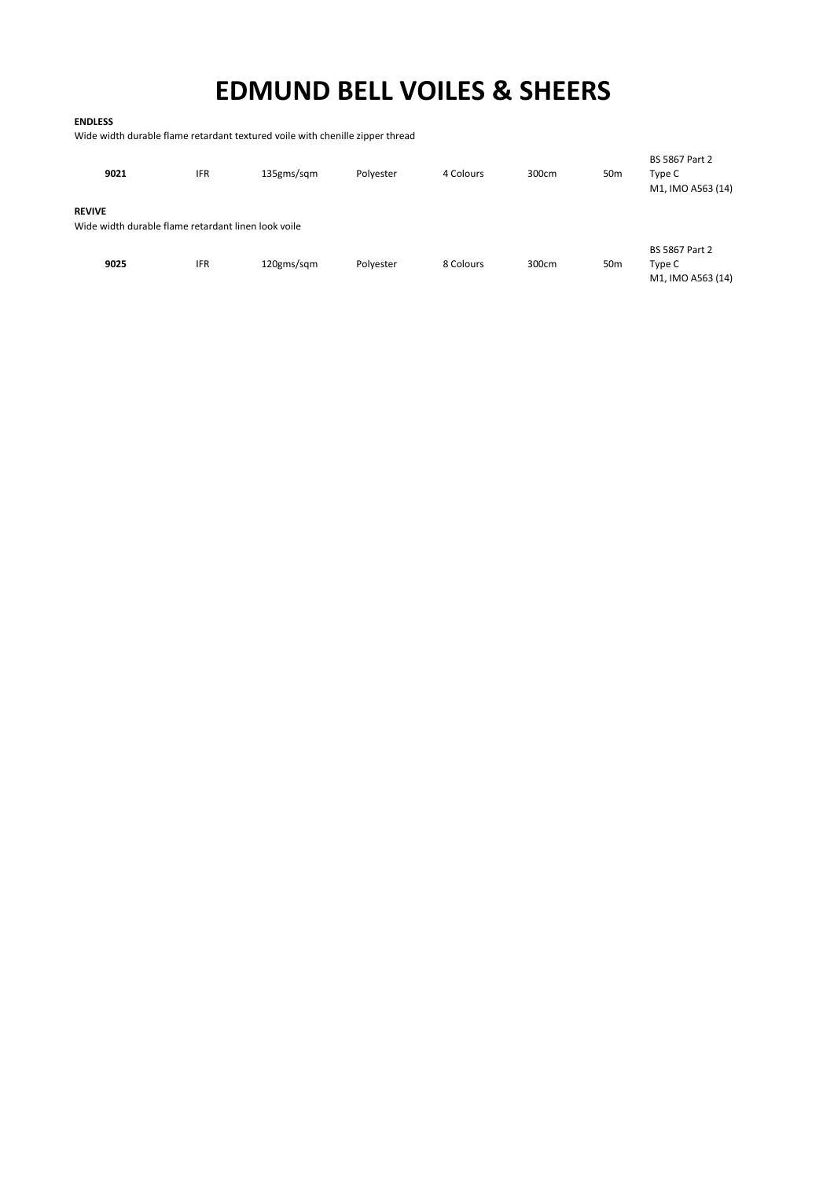# EDMUND BELL VOILES & SHEERS

**ENDLESS**

Wide width durable flame retardant textured voile with chenille zipper thread

| | | | | | | | |
|---|---|---|---|---|---|---|---|
| **9021** | IFR | 135gms/sqm | Polyester | 4 Colours | 300cm | 50m | BS 5867 Part 2 Type C M1, IMO A563 (14) |

**REVIVE**

Wide width durable flame retardant linen look voile

| | | | | | | | |
|---|---|---|---|---|---|---|---|
| **9025** | IFR | 120gms/sqm | Polyester | 8 Colours | 300cm | 50m | BS 5867 Part 2 Type C M1, IMO A563 (14) |